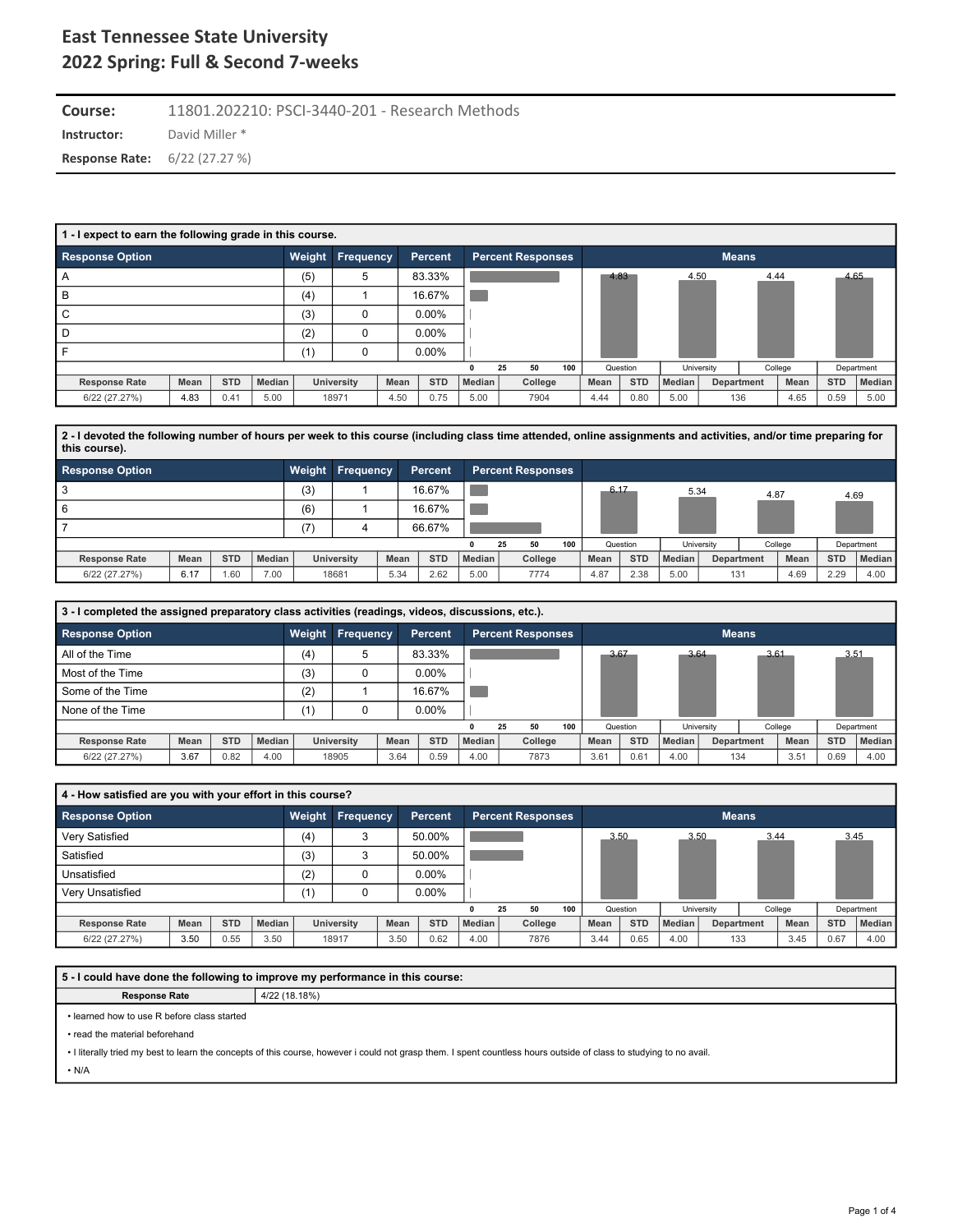# East Tennessee State University
# 2022 Spring: Full & Second 7-weeks

**Course:** 11801.202210: PSCI-3440-201 - Research Methods

**Instructor:** David Miller *

**Response Rate:** 6/22 (27.27 %)

---

### 1 - I expect to earn the following grade in this course.

| Response Option | Weight | Frequency | Percent |
|---|---|---|---|
| A | (5) | 5 | 83.33% |
| B | (4) | 1 | 16.67% |
| C | (3) | 0 | 0.00% |
| D | (2) | 0 | 0.00% |
| F | (1) | 0 | 0.00% |

Means: Question 4.83, University 4.50, College 4.44, Department 4.65

| Response Rate | Mean | STD | Median | University | Mean | STD | Median | College | Mean | STD | Median | Department | Mean | STD | Median |
|---|---|---|---|---|---|---|---|---|---|---|---|---|---|---|---|
| 6/22 (27.27%) | 4.83 | 0.41 | 5.00 | 18971 | 4.50 | 0.75 | 5.00 | 7904 | 4.44 | 0.80 | 5.00 | 136 | 4.65 | 0.59 | 5.00 |

### 2 - I devoted the following number of hours per week to this course (including class time attended, online assignments and activities, and/or time preparing for this course).

| Response Option | Weight | Frequency | Percent |
|---|---|---|---|
| 3 | (3) | 1 | 16.67% |
| 6 | (6) | 1 | 16.67% |
| 7 | (7) | 4 | 66.67% |

Means: Question 6.17, University 5.34, College 4.87, Department 4.69

| Response Rate | Mean | STD | Median | University | Mean | STD | Median | College | Mean | STD | Median | Department | Mean | STD | Median |
|---|---|---|---|---|---|---|---|---|---|---|---|---|---|---|---|
| 6/22 (27.27%) | 6.17 | 1.60 | 7.00 | 18681 | 5.34 | 2.62 | 5.00 | 7774 | 4.87 | 2.38 | 5.00 | 131 | 4.69 | 2.29 | 4.00 |

### 3 - I completed the assigned preparatory class activities (readings, videos, discussions, etc.).

| Response Option | Weight | Frequency | Percent |
|---|---|---|---|
| All of the Time | (4) | 5 | 83.33% |
| Most of the Time | (3) | 0 | 0.00% |
| Some of the Time | (2) | 1 | 16.67% |
| None of the Time | (1) | 0 | 0.00% |

Means: Question 3.67, University 3.64, College 3.61, Department 3.51

| Response Rate | Mean | STD | Median | University | Mean | STD | Median | College | Mean | STD | Median | Department | Mean | STD | Median |
|---|---|---|---|---|---|---|---|---|---|---|---|---|---|---|---|
| 6/22 (27.27%) | 3.67 | 0.82 | 4.00 | 18905 | 3.64 | 0.59 | 4.00 | 7873 | 3.61 | 0.61 | 4.00 | 134 | 3.51 | 0.69 | 4.00 |

### 4 - How satisfied are you with your effort in this course?

| Response Option | Weight | Frequency | Percent |
|---|---|---|---|
| Very Satisfied | (4) | 3 | 50.00% |
| Satisfied | (3) | 3 | 50.00% |
| Unsatisfied | (2) | 0 | 0.00% |
| Very Unsatisfied | (1) | 0 | 0.00% |

Means: Question 3.50, University 3.50, College 3.44, Department 3.45

| Response Rate | Mean | STD | Median | University | Mean | STD | Median | College | Mean | STD | Median | Department | Mean | STD | Median |
|---|---|---|---|---|---|---|---|---|---|---|---|---|---|---|---|
| 6/22 (27.27%) | 3.50 | 0.55 | 3.50 | 18917 | 3.50 | 0.62 | 4.00 | 7876 | 3.44 | 0.65 | 4.00 | 133 | 3.45 | 0.67 | 4.00 |

### 5 - I could have done the following to improve my performance in this course:

**Response Rate:** 4/22 (18.18%)

- learned how to use R before class started
- read the material beforehand
- I literally tried my best to learn the concepts of this course, however i could not grasp them. I spent countless hours outside of class to studying to no avail.
- N/A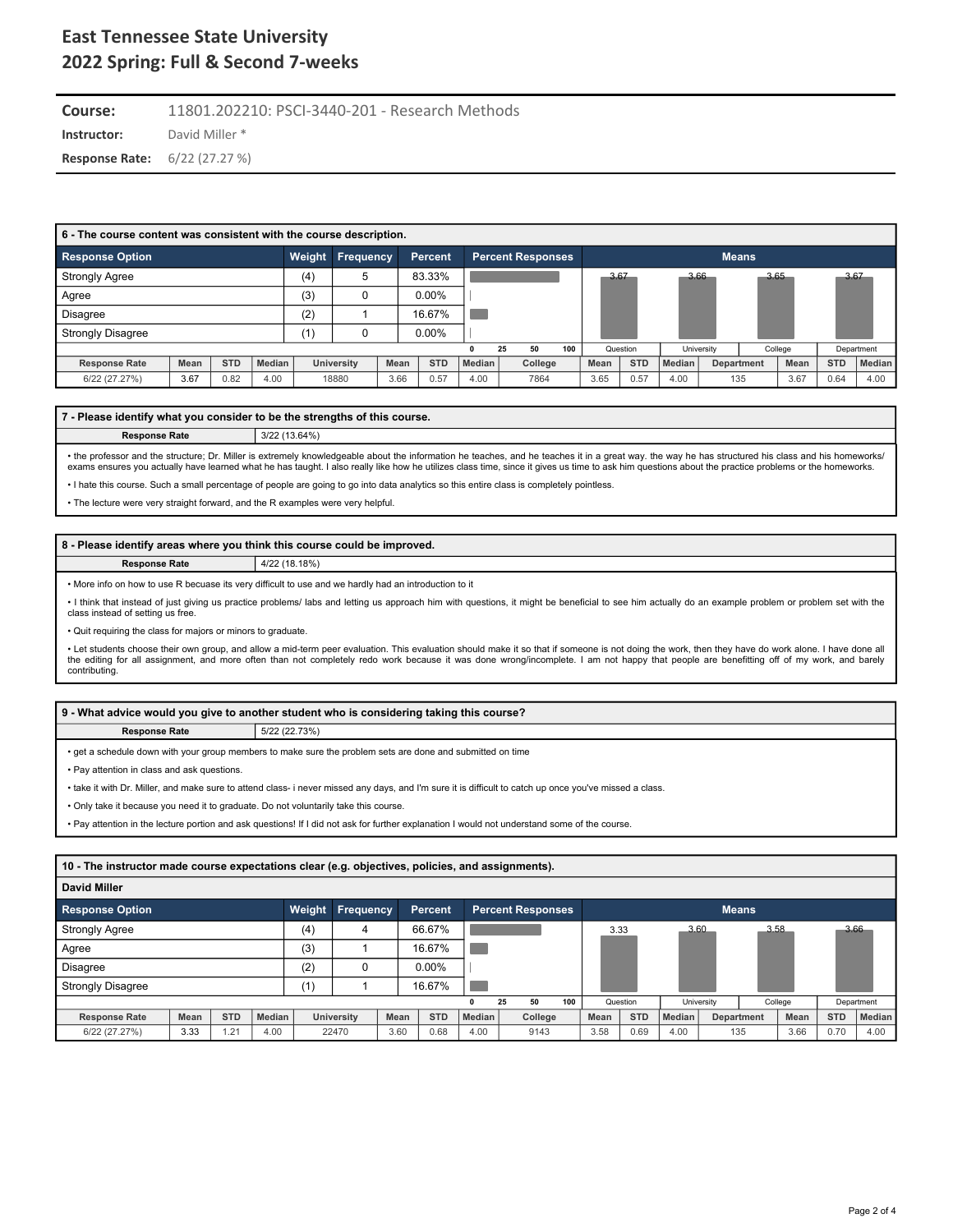# East Tennessee State University
## 2022 Spring: Full & Second 7-weeks

**Course:** 11801.202210: PSCI-3440-201 - Research Methods

**Instructor:** David Miller *

**Response Rate:** 6/22 (27.27 %)

### 6 - The course content was consistent with the course description.

| Response Option | Weight | Frequency | Percent |
|---|---|---|---|
| Strongly Agree | (4) | 5 | 83.33% |
| Agree | (3) | 0 | 0.00% |
| Disagree | (2) | 1 | 16.67% |
| Strongly Disagree | (1) | 0 | 0.00% |

Means: Question 3.67, University 3.66, College 3.65, Department 3.67

| Response Rate | Mean | STD | Median | University | Mean | STD | Median | College | Mean | STD | Median | Department | Mean | STD | Median |
|---|---|---|---|---|---|---|---|---|---|---|---|---|---|---|---|
| 6/22 (27.27%) | 3.67 | 0.82 | 4.00 | 18880 | 3.66 | 0.57 | 4.00 | 7864 | 3.65 | 0.57 | 4.00 | 135 | 3.67 | 0.64 | 4.00 |

### 7 - Please identify what you consider to be the strengths of this course.

**Response Rate:** 3/22 (13.64%)

- the professor and the structure; Dr. Miller is extremely knowledgeable about the information he teaches, and he teaches it in a great way. the way he has structured his class and his homeworks/ exams ensures you actually have learned what he has taught. I also really like how he utilizes class time, since it gives us time to ask him questions about the practice problems or the homeworks.
- I hate this course. Such a small percentage of people are going to go into data analytics so this entire class is completely pointless.
- The lecture were very straight forward, and the R examples were very helpful.

### 8 - Please identify areas where you think this course could be improved.

**Response Rate:** 4/22 (18.18%)

- More info on how to use R becuase its very difficult to use and we hardly had an introduction to it
- I think that instead of just giving us practice problems/ labs and letting us approach him with questions, it might be beneficial to see him actually do an example problem or problem set with the class instead of setting us free.
- Quit requiring the class for majors or minors to graduate.
- Let students choose their own group, and allow a mid-term peer evaluation. This evaluation should make it so that if someone is not doing the work, then they have do work alone. I have done all the editing for all assignment, and more often than not completely redo work because it was done wrong/incomplete. I am not happy that people are benefitting off of my work, and barely contributing.

### 9 - What advice would you give to another student who is considering taking this course?

**Response Rate:** 5/22 (22.73%)

- get a schedule down with your group members to make sure the problem sets are done and submitted on time
- Pay attention in class and ask questions.
- take it with Dr. Miller, and make sure to attend class- i never missed any days, and I'm sure it is difficult to catch up once you've missed a class.
- Only take it because you need it to graduate. Do not voluntarily take this course.
- Pay attention in the lecture portion and ask questions! If I did not ask for further explanation I would not understand some of the course.

### 10 - The instructor made course expectations clear (e.g. objectives, policies, and assignments).

**David Miller**

| Response Option | Weight | Frequency | Percent |
|---|---|---|---|
| Strongly Agree | (4) | 4 | 66.67% |
| Agree | (3) | 1 | 16.67% |
| Disagree | (2) | 0 | 0.00% |
| Strongly Disagree | (1) | 1 | 16.67% |

Means: Question 3.33, University 3.60, College 3.58, Department 3.66

| Response Rate | Mean | STD | Median | University | Mean | STD | Median | College | Mean | STD | Median | Department | Mean | STD | Median |
|---|---|---|---|---|---|---|---|---|---|---|---|---|---|---|---|
| 6/22 (27.27%) | 3.33 | 1.21 | 4.00 | 22470 | 3.60 | 0.68 | 4.00 | 9143 | 3.58 | 0.69 | 4.00 | 135 | 3.66 | 0.70 | 4.00 |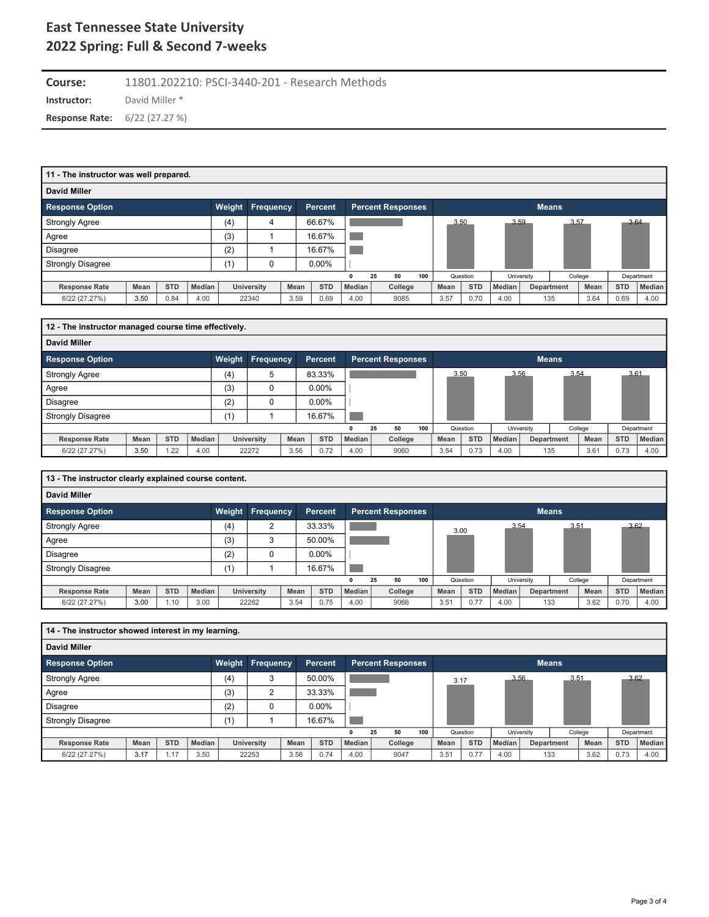# East Tennessee State University
## 2022 Spring: Full & Second 7-weeks

**Course:** 11801.202210: PSCI-3440-201 - Research Methods
**Instructor:** David Miller *
**Response Rate:** 6/22 (27.27 %)

### 11 - The instructor was well prepared.

**David Miller**

| Response Option | Weight | Frequency | Percent |
|---|---|---|---|
| Strongly Agree | (4) | 4 | 66.67% |
| Agree | (3) | 1 | 16.67% |
| Disagree | (2) | 1 | 16.67% |
| Strongly Disagree | (1) | 0 | 0.00% |

Means: Question 3.50, University 3.59, College 3.57, Department 3.64

| Response Rate | Mean | STD | Median | University | Mean | STD | Median | College | Mean | STD | Median | Department | Mean | STD | Median |
|---|---|---|---|---|---|---|---|---|---|---|---|---|---|---|---|
| 6/22 (27.27%) | 3.50 | 0.84 | 4.00 | 22340 | 3.59 | 0.69 | 4.00 | 9085 | 3.57 | 0.70 | 4.00 | 135 | 3.64 | 0.69 | 4.00 |

### 12 - The instructor managed course time effectively.

**David Miller**

| Response Option | Weight | Frequency | Percent |
|---|---|---|---|
| Strongly Agree | (4) | 5 | 83.33% |
| Agree | (3) | 0 | 0.00% |
| Disagree | (2) | 0 | 0.00% |
| Strongly Disagree | (1) | 1 | 16.67% |

Means: Question 3.50, University 3.56, College 3.54, Department 3.61

| Response Rate | Mean | STD | Median | University | Mean | STD | Median | College | Mean | STD | Median | Department | Mean | STD | Median |
|---|---|---|---|---|---|---|---|---|---|---|---|---|---|---|---|
| 6/22 (27.27%) | 3.50 | 1.22 | 4.00 | 22272 | 3.56 | 0.72 | 4.00 | 9060 | 3.54 | 0.73 | 4.00 | 135 | 3.61 | 0.73 | 4.00 |

### 13 - The instructor clearly explained course content.

**David Miller**

| Response Option | Weight | Frequency | Percent |
|---|---|---|---|
| Strongly Agree | (4) | 2 | 33.33% |
| Agree | (3) | 3 | 50.00% |
| Disagree | (2) | 0 | 0.00% |
| Strongly Disagree | (1) | 1 | 16.67% |

Means: Question 3.00, University 3.54, College 3.51, Department 3.62

| Response Rate | Mean | STD | Median | University | Mean | STD | Median | College | Mean | STD | Median | Department | Mean | STD | Median |
|---|---|---|---|---|---|---|---|---|---|---|---|---|---|---|---|
| 6/22 (27.27%) | 3.00 | 1.10 | 3.00 | 22282 | 3.54 | 0.75 | 4.00 | 9066 | 3.51 | 0.77 | 4.00 | 133 | 3.62 | 0.70 | 4.00 |

### 14 - The instructor showed interest in my learning.

**David Miller**

| Response Option | Weight | Frequency | Percent |
|---|---|---|---|
| Strongly Agree | (4) | 3 | 50.00% |
| Agree | (3) | 2 | 33.33% |
| Disagree | (2) | 0 | 0.00% |
| Strongly Disagree | (1) | 1 | 16.67% |

Means: Question 3.17, University 3.56, College 3.51, Department 3.62

| Response Rate | Mean | STD | Median | University | Mean | STD | Median | College | Mean | STD | Median | Department | Mean | STD | Median |
|---|---|---|---|---|---|---|---|---|---|---|---|---|---|---|---|
| 6/22 (27.27%) | 3.17 | 1.17 | 3.50 | 22253 | 3.56 | 0.74 | 4.00 | 9047 | 3.51 | 0.77 | 4.00 | 133 | 3.62 | 0.73 | 4.00 |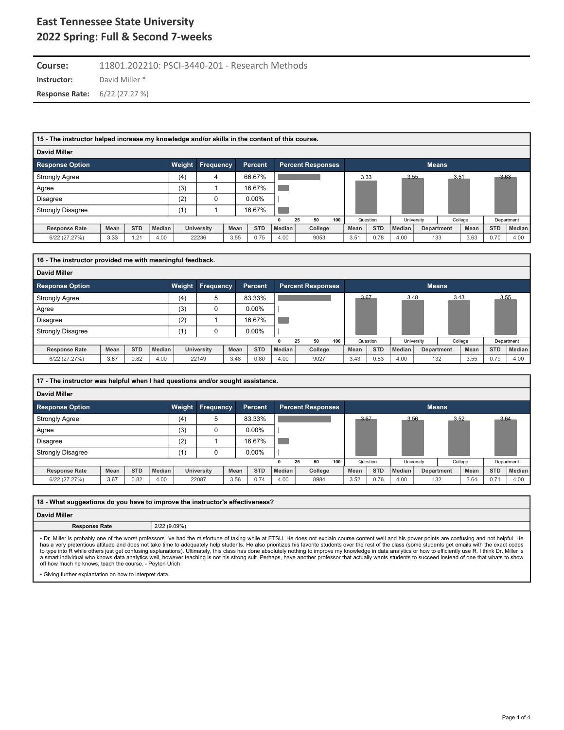# East Tennessee State University
## 2022 Spring: Full & Second 7-weeks

**Course:** 11801.202210: PSCI-3440-201 - Research Methods
**Instructor:** David Miller *
**Response Rate:** 6/22 (27.27 %)

### 15 - The instructor helped increase my knowledge and/or skills in the content of this course.

**David Miller**

| Response Option | Weight | Frequency | Percent |
|---|---|---|---|
| Strongly Agree | (4) | 4 | 66.67% |
| Agree | (3) | 1 | 16.67% |
| Disagree | (2) | 0 | 0.00% |
| Strongly Disagree | (1) | 1 | 16.67% |

Percent Responses: 0 25 50 100

Means: 3.33 3.55 3.51 3.63

Question University College Department

| Response Rate | Mean | STD | Median | University | Mean | STD | Median | College | Mean | STD | Median | Department | Mean | STD | Median |
|---|---|---|---|---|---|---|---|---|---|---|---|---|---|---|---|
| 6/22 (27.27%) | 3.33 | 1.21 | 4.00 | 22236 | 3.55 | 0.75 | 4.00 | 9053 | 3.51 | 0.78 | 4.00 | 133 | 3.63 | 0.70 | 4.00 |

### 16 - The instructor provided me with meaningful feedback.

**David Miller**

| Response Option | Weight | Frequency | Percent |
|---|---|---|---|
| Strongly Agree | (4) | 5 | 83.33% |
| Agree | (3) | 0 | 0.00% |
| Disagree | (2) | 1 | 16.67% |
| Strongly Disagree | (1) | 0 | 0.00% |

Percent Responses: 0 25 50 100

Means: 3.67 3.48 3.43 3.55

Question University College Department

| Response Rate | Mean | STD | Median | University | Mean | STD | Median | College | Mean | STD | Median | Department | Mean | STD | Median |
|---|---|---|---|---|---|---|---|---|---|---|---|---|---|---|---|
| 6/22 (27.27%) | 3.67 | 0.82 | 4.00 | 22149 | 3.48 | 0.80 | 4.00 | 9027 | 3.43 | 0.83 | 4.00 | 132 | 3.55 | 0.79 | 4.00 |

### 17 - The instructor was helpful when I had questions and/or sought assistance.

**David Miller**

| Response Option | Weight | Frequency | Percent |
|---|---|---|---|
| Strongly Agree | (4) | 5 | 83.33% |
| Agree | (3) | 0 | 0.00% |
| Disagree | (2) | 1 | 16.67% |
| Strongly Disagree | (1) | 0 | 0.00% |

Percent Responses: 0 25 50 100

Means: 3.67 3.56 3.52 3.64

Question University College Department

| Response Rate | Mean | STD | Median | University | Mean | STD | Median | College | Mean | STD | Median | Department | Mean | STD | Median |
|---|---|---|---|---|---|---|---|---|---|---|---|---|---|---|---|
| 6/22 (27.27%) | 3.67 | 0.82 | 4.00 | 22087 | 3.56 | 0.74 | 4.00 | 8984 | 3.52 | 0.76 | 4.00 | 132 | 3.64 | 0.71 | 4.00 |

### 18 - What suggestions do you have to improve the instructor's effectiveness?

**David Miller**

| Response Rate | 2/22 (9.09%) |
|---|---|

- Dr. Miller is probably one of the worst professors i've had the misfortune of taking while at ETSU. He does not explain course content well and his power points are confusing and not helpful. He has a very pretentious attitude and does not take time to adequately help students. He also prioritizes his favorite students over the rest of the class (some students get emails with the exact codes to type into R while others just get confusing explanations). Ultimately, this class has done absolutely nothing to improve my knowledge in data analytics or how to efficiently use R. I think Dr. Miller is a smart individual who knows data analytics well, however teaching is not his strong suit. Perhaps, have another professor that actually wants students to succeed instead of one that whats to show off how much he knows, teach the course. - Peyton Urich
- Giving further explantation on how to interpret data.